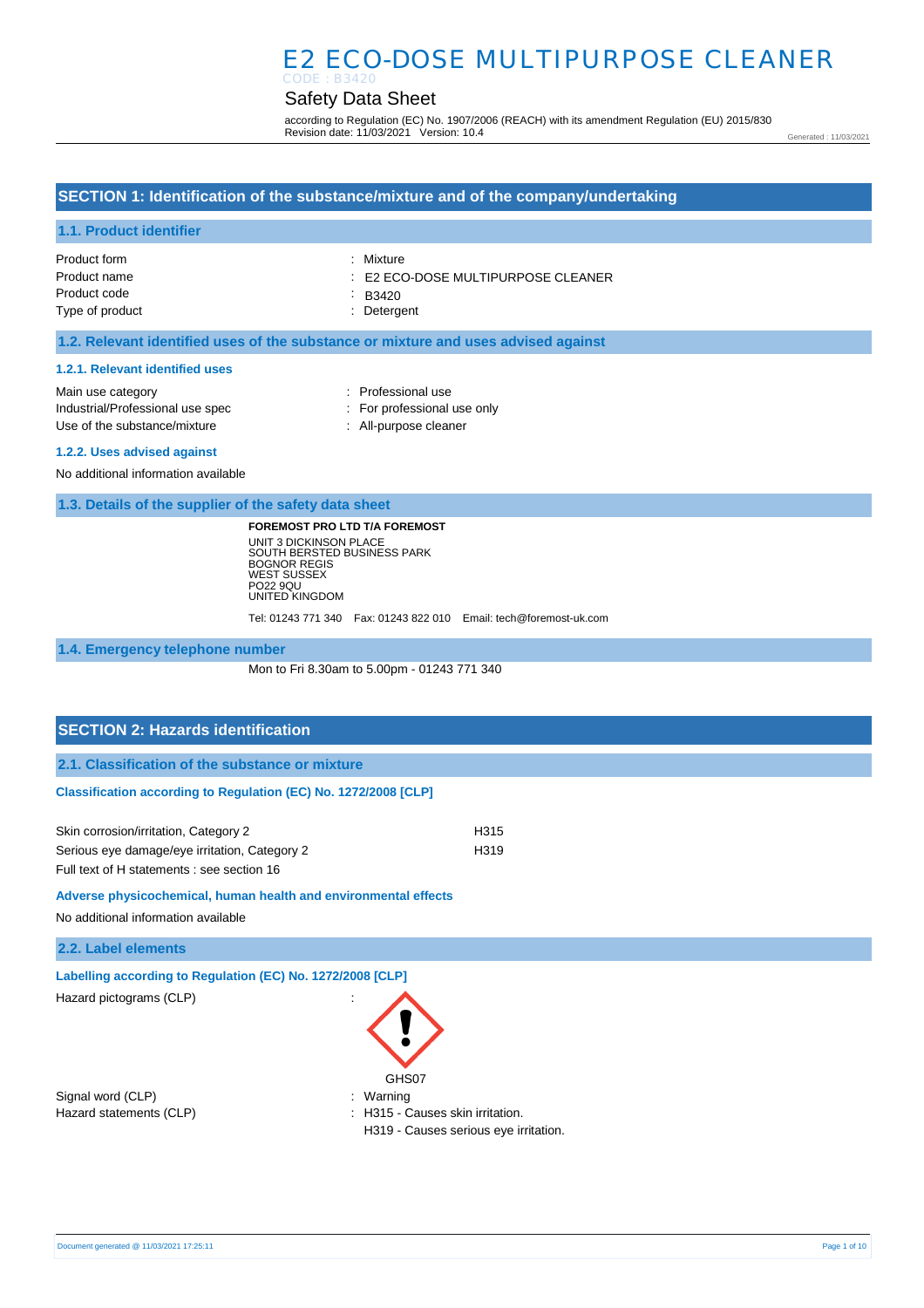# E2 ECO-DOSE MULTIPURPOSE CLEANER

CODE : B3420

## Safety Data Sheet

according to Regulation (EC) No. 1907/2006 (REACH) with its amendment Regulation (EU) 2015/830
Revision date: 11/03/2021 Version: 10.4

Generated : 11/03/2021

## SECTION 1: Identification of the substance/mixture and of the company/undertaking

### 1.1. Product identifier

| | |
|---|---|
| Product form | : Mixture |
| Product name | : E2 ECO-DOSE MULTIPURPOSE CLEANER |
| Product code | : B3420 |
| Type of product | : Detergent |

### 1.2. Relevant identified uses of the substance or mixture and uses advised against

#### 1.2.1. Relevant identified uses

| | |
|---|---|
| Main use category | : Professional use |
| Industrial/Professional use spec | : For professional use only |
| Use of the substance/mixture | : All-purpose cleaner |

#### 1.2.2. Uses advised against

No additional information available

### 1.3. Details of the supplier of the safety data sheet

**FOREMOST PRO LTD T/A FOREMOST**
UNIT 3 DICKINSON PLACE
SOUTH BERSTED BUSINESS PARK
BOGNOR REGIS
WEST SUSSEX
PO22 9QU
UNITED KINGDOM

Tel: 01243 771 340 Fax: 01243 822 010 Email: tech@foremost-uk.com

### 1.4. Emergency telephone number

Mon to Fri 8.30am to 5.00pm - 01243 771 340

## SECTION 2: Hazards identification

### 2.1. Classification of the substance or mixture

#### Classification according to Regulation (EC) No. 1272/2008 [CLP]

| | |
|---|---|
| Skin corrosion/irritation, Category 2 | H315 |
| Serious eye damage/eye irritation, Category 2 | H319 |

Full text of H statements : see section 16

#### Adverse physicochemical, human health and environmental effects

No additional information available

### 2.2. Label elements

#### Labelling according to Regulation (EC) No. 1272/2008 [CLP]

Hazard pictograms (CLP) :

GHS07

| | |
|---|---|
| Signal word (CLP) | : Warning |
| Hazard statements (CLP) | : H315 - Causes skin irritation.<br>H319 - Causes serious eye irritation. |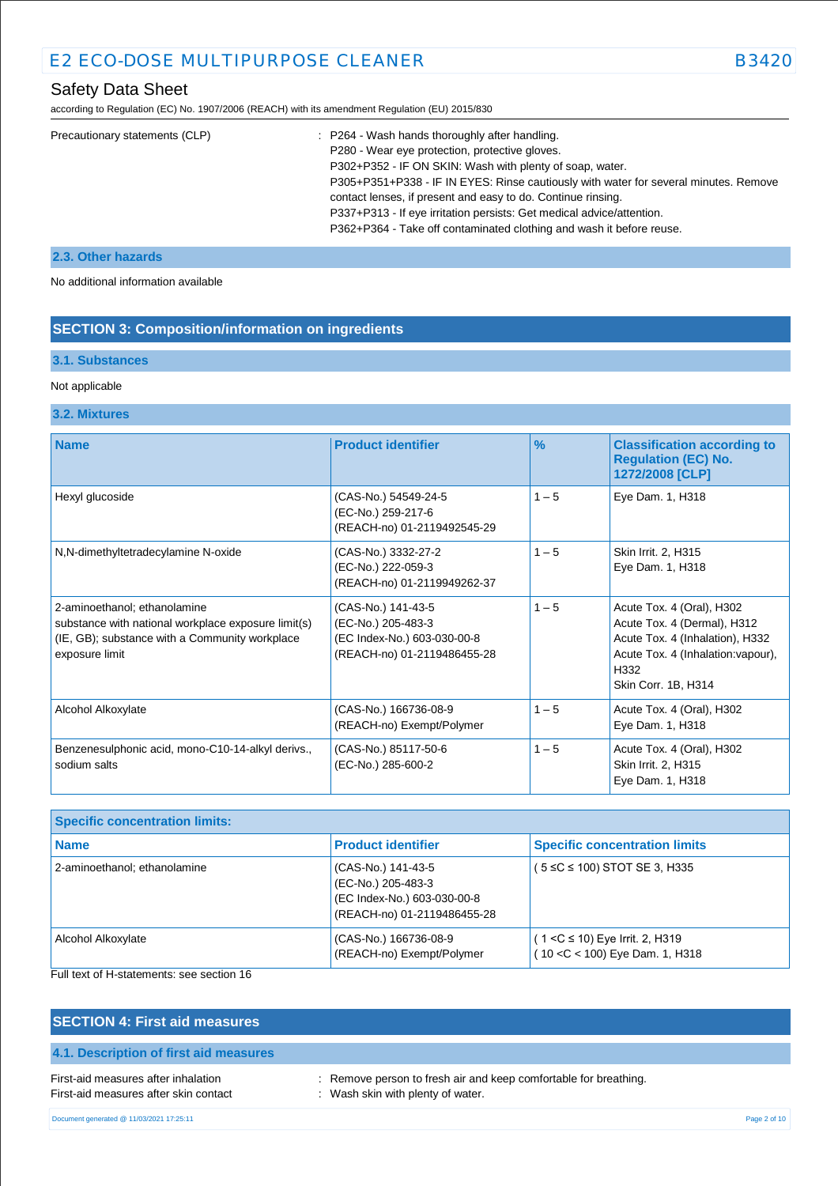| | |
|---|---|
| Precautionary statements (CLP) | : P264 - Wash hands thoroughly after handling.<br>P280 - Wear eye protection, protective gloves.<br>P302+P352 - IF ON SKIN: Wash with plenty of soap, water.<br>P305+P351+P338 - IF IN EYES: Rinse cautiously with water for several minutes. Remove contact lenses, if present and easy to do. Continue rinsing.<br>P337+P313 - If eye irritation persists: Get medical advice/attention.<br>P362+P364 - Take off contaminated clothing and wash it before reuse. |

### 2.3. Other hazards

No additional information available

## SECTION 3: Composition/information on ingredients

### 3.1. Substances

Not applicable

### 3.2. Mixtures

| Name | Product identifier | % | Classification according to Regulation (EC) No. 1272/2008 [CLP] |
|---|---|---|---|
| Hexyl glucoside | (CAS-No.) 54549-24-5<br>(EC-No.) 259-217-6<br>(REACH-no) 01-2119492545-29 | 1 – 5 | Eye Dam. 1, H318 |
| N,N-dimethyltetradecylamine N-oxide | (CAS-No.) 3332-27-2<br>(EC-No.) 222-059-3<br>(REACH-no) 01-2119949262-37 | 1 – 5 | Skin Irrit. 2, H315<br>Eye Dam. 1, H318 |
| 2-aminoethanol; ethanolamine<br>substance with national workplace exposure limit(s) (IE, GB); substance with a Community workplace exposure limit | (CAS-No.) 141-43-5<br>(EC-No.) 205-483-3<br>(EC Index-No.) 603-030-00-8<br>(REACH-no) 01-2119486455-28 | 1 – 5 | Acute Tox. 4 (Oral), H302<br>Acute Tox. 4 (Dermal), H312<br>Acute Tox. 4 (Inhalation), H332<br>Acute Tox. 4 (Inhalation:vapour), H332<br>Skin Corr. 1B, H314 |
| Alcohol Alkoxylate | (CAS-No.) 166736-08-9<br>(REACH-no) Exempt/Polymer | 1 – 5 | Acute Tox. 4 (Oral), H302<br>Eye Dam. 1, H318 |
| Benzenesulphonic acid, mono-C10-14-alkyl derivs., sodium salts | (CAS-No.) 85117-50-6<br>(EC-No.) 285-600-2 | 1 – 5 | Acute Tox. 4 (Oral), H302<br>Skin Irrit. 2, H315<br>Eye Dam. 1, H318 |

| Specific concentration limits: | | |
|---|---|---|
| **Name** | **Product identifier** | **Specific concentration limits** |
| 2-aminoethanol; ethanolamine | (CAS-No.) 141-43-5<br>(EC-No.) 205-483-3<br>(EC Index-No.) 603-030-00-8<br>(REACH-no) 01-2119486455-28 | ( 5 ≤C ≤ 100) STOT SE 3, H335 |
| Alcohol Alkoxylate | (CAS-No.) 166736-08-9<br>(REACH-no) Exempt/Polymer | ( 1 <C ≤ 10) Eye Irrit. 2, H319<br>( 10 <C < 100) Eye Dam. 1, H318 |

Full text of H-statements: see section 16

## SECTION 4: First aid measures

### 4.1. Description of first aid measures

| | |
|---|---|
| First-aid measures after inhalation | : Remove person to fresh air and keep comfortable for breathing. |
| First-aid measures after skin contact | : Wash skin with plenty of water. |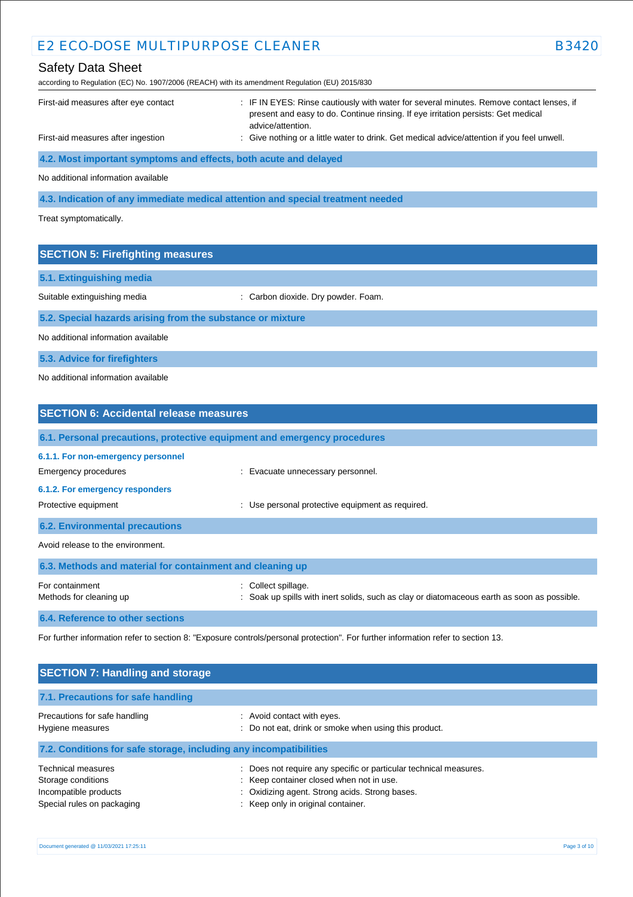| | |
|---|---|
| First-aid measures after eye contact | : IF IN EYES: Rinse cautiously with water for several minutes. Remove contact lenses, if present and easy to do. Continue rinsing. If eye irritation persists: Get medical advice/attention. |
| First-aid measures after ingestion | : Give nothing or a little water to drink. Get medical advice/attention if you feel unwell. |

### 4.2. Most important symptoms and effects, both acute and delayed

No additional information available

### 4.3. Indication of any immediate medical attention and special treatment needed

Treat symptomatically.

## SECTION 5: Firefighting measures

### 5.1. Extinguishing media

| | |
|---|---|
| Suitable extinguishing media | : Carbon dioxide. Dry powder. Foam. |

### 5.2. Special hazards arising from the substance or mixture

No additional information available

### 5.3. Advice for firefighters

No additional information available

## SECTION 6: Accidental release measures

### 6.1. Personal precautions, protective equipment and emergency procedures

#### 6.1.1. For non-emergency personnel

| | |
|---|---|
| Emergency procedures | : Evacuate unnecessary personnel. |

#### 6.1.2. For emergency responders

| | |
|---|---|
| Protective equipment | : Use personal protective equipment as required. |

### 6.2. Environmental precautions

Avoid release to the environment.

### 6.3. Methods and material for containment and cleaning up

| | |
|---|---|
| For containment | : Collect spillage. |
| Methods for cleaning up | : Soak up spills with inert solids, such as clay or diatomaceous earth as soon as possible. |

### 6.4. Reference to other sections

For further information refer to section 8: "Exposure controls/personal protection". For further information refer to section 13.

## SECTION 7: Handling and storage

### 7.1. Precautions for safe handling

| | |
|---|---|
| Precautions for safe handling | : Avoid contact with eyes. |
| Hygiene measures | : Do not eat, drink or smoke when using this product. |

### 7.2. Conditions for safe storage, including any incompatibilities

| | |
|---|---|
| Technical measures | : Does not require any specific or particular technical measures. |
| Storage conditions | : Keep container closed when not in use. |
| Incompatible products | : Oxidizing agent. Strong acids. Strong bases. |
| Special rules on packaging | : Keep only in original container. |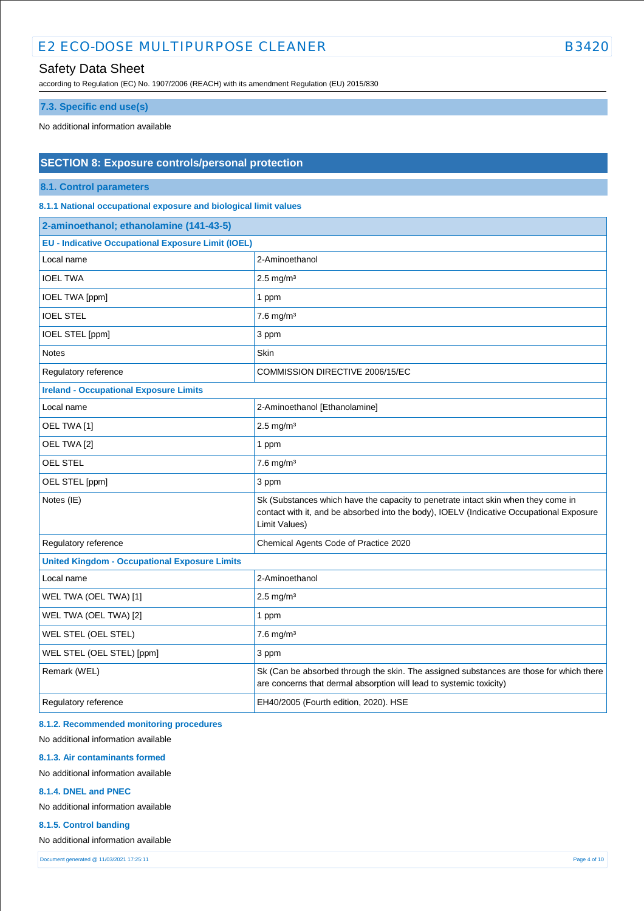### 7.3. Specific end use(s)

No additional information available

## SECTION 8: Exposure controls/personal protection

### 8.1. Control parameters

#### 8.1.1 National occupational exposure and biological limit values

| 2-aminoethanol; ethanolamine (141-43-5) | |
|---|---|
| **EU - Indicative Occupational Exposure Limit (IOEL)** | |
| Local name | 2-Aminoethanol |
| IOEL TWA | 2.5 mg/m³ |
| IOEL TWA [ppm] | 1 ppm |
| IOEL STEL | 7.6 mg/m³ |
| IOEL STEL [ppm] | 3 ppm |
| Notes | Skin |
| Regulatory reference | COMMISSION DIRECTIVE 2006/15/EC |
| **Ireland - Occupational Exposure Limits** | |
| Local name | 2-Aminoethanol [Ethanolamine] |
| OEL TWA [1] | 2.5 mg/m³ |
| OEL TWA [2] | 1 ppm |
| OEL STEL | 7.6 mg/m³ |
| OEL STEL [ppm] | 3 ppm |
| Notes (IE) | Sk (Substances which have the capacity to penetrate intact skin when they come in contact with it, and be absorbed into the body), IOELV (Indicative Occupational Exposure Limit Values) |
| Regulatory reference | Chemical Agents Code of Practice 2020 |
| **United Kingdom - Occupational Exposure Limits** | |
| Local name | 2-Aminoethanol |
| WEL TWA (OEL TWA) [1] | 2.5 mg/m³ |
| WEL TWA (OEL TWA) [2] | 1 ppm |
| WEL STEL (OEL STEL) | 7.6 mg/m³ |
| WEL STEL (OEL STEL) [ppm] | 3 ppm |
| Remark (WEL) | Sk (Can be absorbed through the skin. The assigned substances are those for which there are concerns that dermal absorption will lead to systemic toxicity) |
| Regulatory reference | EH40/2005 (Fourth edition, 2020). HSE |

#### 8.1.2. Recommended monitoring procedures

No additional information available

#### 8.1.3. Air contaminants formed

No additional information available

#### 8.1.4. DNEL and PNEC

No additional information available

#### 8.1.5. Control banding

No additional information available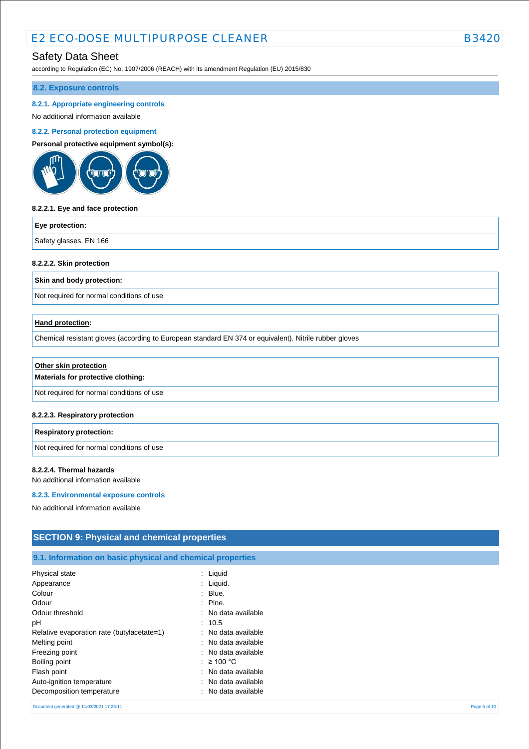## 8.2. Exposure controls

### 8.2.1. Appropriate engineering controls

No additional information available

### 8.2.2. Personal protection equipment

**Personal protective equipment symbol(s):**

#### 8.2.2.1. Eye and face protection

| **Eye protection:** |
| --- |
| Safety glasses. EN 166 |

#### 8.2.2.2. Skin protection

| **Skin and body protection:** |
| --- |
| Not required for normal conditions of use |

| **Hand protection:** |
| --- |
| Chemical resistant gloves (according to European standard EN 374 or equivalent). Nitrile rubber gloves |

| **Other skin protection** **Materials for protective clothing:** |
| --- |
| Not required for normal conditions of use |

#### 8.2.2.3. Respiratory protection

| **Respiratory protection:** |
| --- |
| Not required for normal conditions of use |

#### 8.2.2.4. Thermal hazards

No additional information available

### 8.2.3. Environmental exposure controls

No additional information available

# SECTION 9: Physical and chemical properties

## 9.1. Information on basic physical and chemical properties

| | |
| --- | --- |
| Physical state | : Liquid |
| Appearance | : Liquid. |
| Colour | : Blue. |
| Odour | : Pine. |
| Odour threshold | : No data available |
| pH | : 10.5 |
| Relative evaporation rate (butylacetate=1) | : No data available |
| Melting point | : No data available |
| Freezing point | : No data available |
| Boiling point | : ≥ 100 °C |
| Flash point | : No data available |
| Auto-ignition temperature | : No data available |
| Decomposition temperature | : No data available |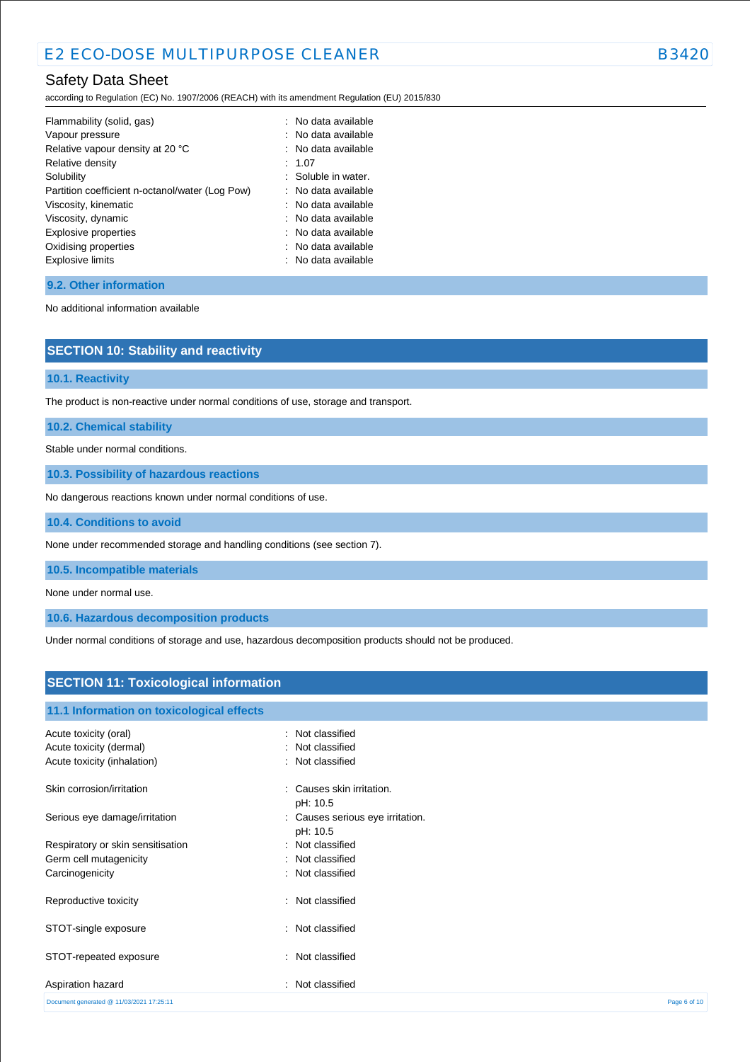| | |
|---|---|
| Flammability (solid, gas) | : No data available |
| Vapour pressure | : No data available |
| Relative vapour density at 20 °C | : No data available |
| Relative density | : 1.07 |
| Solubility | : Soluble in water. |
| Partition coefficient n-octanol/water (Log Pow) | : No data available |
| Viscosity, kinematic | : No data available |
| Viscosity, dynamic | : No data available |
| Explosive properties | : No data available |
| Oxidising properties | : No data available |
| Explosive limits | : No data available |

### 9.2. Other information

No additional information available

## SECTION 10: Stability and reactivity

### 10.1. Reactivity

The product is non-reactive under normal conditions of use, storage and transport.

### 10.2. Chemical stability

Stable under normal conditions.

### 10.3. Possibility of hazardous reactions

No dangerous reactions known under normal conditions of use.

### 10.4. Conditions to avoid

None under recommended storage and handling conditions (see section 7).

### 10.5. Incompatible materials

None under normal use.

### 10.6. Hazardous decomposition products

Under normal conditions of storage and use, hazardous decomposition products should not be produced.

## SECTION 11: Toxicological information

### 11.1 Information on toxicological effects

| | |
|---|---|
| Acute toxicity (oral) | : Not classified |
| Acute toxicity (dermal) | : Not classified |
| Acute toxicity (inhalation) | : Not classified |
| Skin corrosion/irritation | : Causes skin irritation.<br>pH: 10.5 |
| Serious eye damage/irritation | : Causes serious eye irritation.<br>pH: 10.5 |
| Respiratory or skin sensitisation | : Not classified |
| Germ cell mutagenicity | : Not classified |
| Carcinogenicity | : Not classified |
| Reproductive toxicity | : Not classified |
| STOT-single exposure | : Not classified |
| STOT-repeated exposure | : Not classified |
| Aspiration hazard | : Not classified |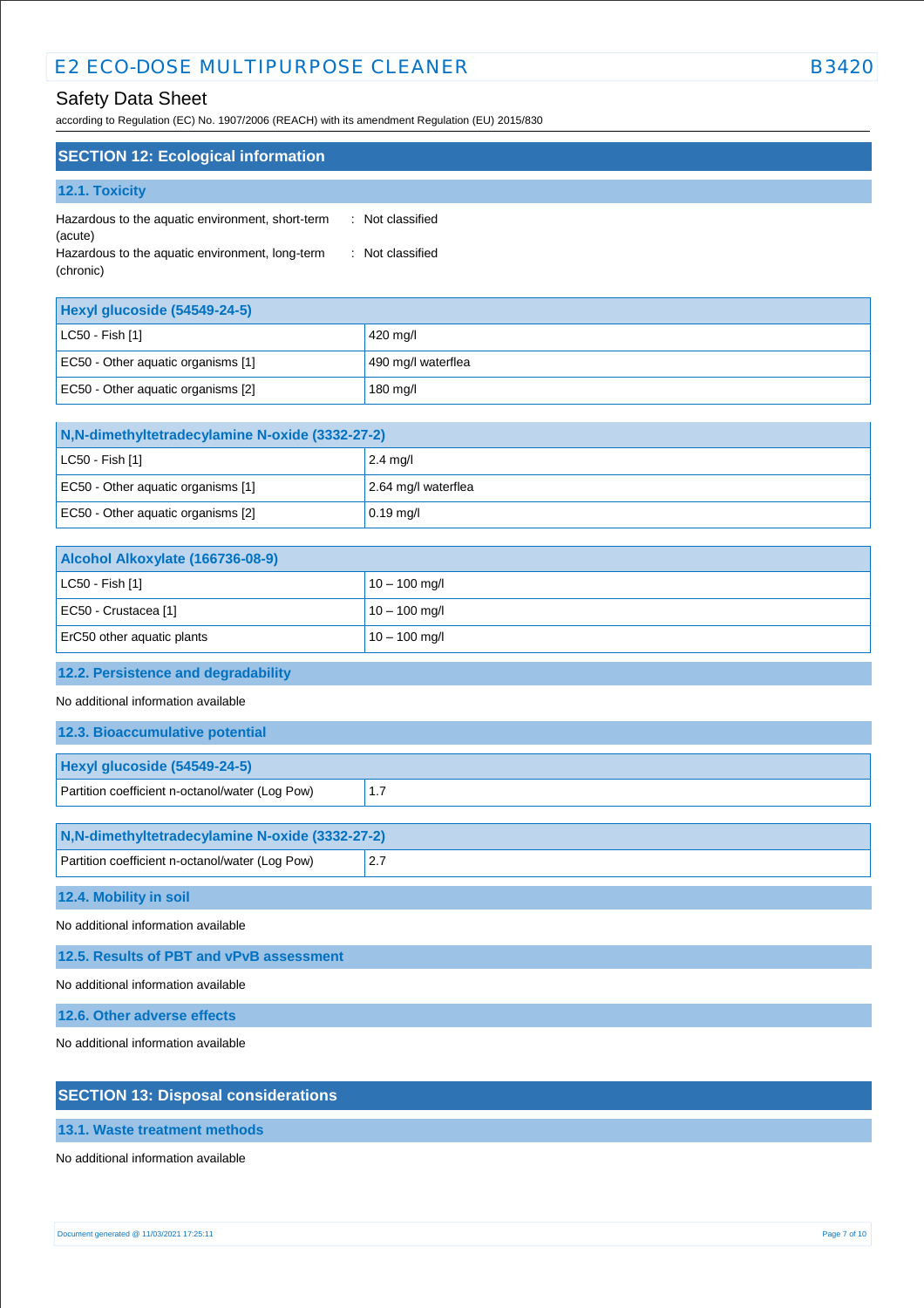## SECTION 12: Ecological information

### 12.1. Toxicity

Hazardous to the aquatic environment, short-term (acute) : Not classified

Hazardous to the aquatic environment, long-term (chronic) : Not classified

| Hexyl glucoside (54549-24-5) | |
|---|---|
| LC50 - Fish [1] | 420 mg/l |
| EC50 - Other aquatic organisms [1] | 490 mg/l waterflea |
| EC50 - Other aquatic organisms [2] | 180 mg/l |

| N,N-dimethyltetradecylamine N-oxide (3332-27-2) | |
|---|---|
| LC50 - Fish [1] | 2.4 mg/l |
| EC50 - Other aquatic organisms [1] | 2.64 mg/l waterflea |
| EC50 - Other aquatic organisms [2] | 0.19 mg/l |

| Alcohol Alkoxylate (166736-08-9) | |
|---|---|
| LC50 - Fish [1] | 10 – 100 mg/l |
| EC50 - Crustacea [1] | 10 – 100 mg/l |
| ErC50 other aquatic plants | 10 – 100 mg/l |

### 12.2. Persistence and degradability

No additional information available

### 12.3. Bioaccumulative potential

| Hexyl glucoside (54549-24-5) | |
|---|---|
| Partition coefficient n-octanol/water (Log Pow) | 1.7 |

| N,N-dimethyltetradecylamine N-oxide (3332-27-2) | |
|---|---|
| Partition coefficient n-octanol/water (Log Pow) | 2.7 |

### 12.4. Mobility in soil

No additional information available

### 12.5. Results of PBT and vPvB assessment

No additional information available

### 12.6. Other adverse effects

No additional information available

## SECTION 13: Disposal considerations

### 13.1. Waste treatment methods

No additional information available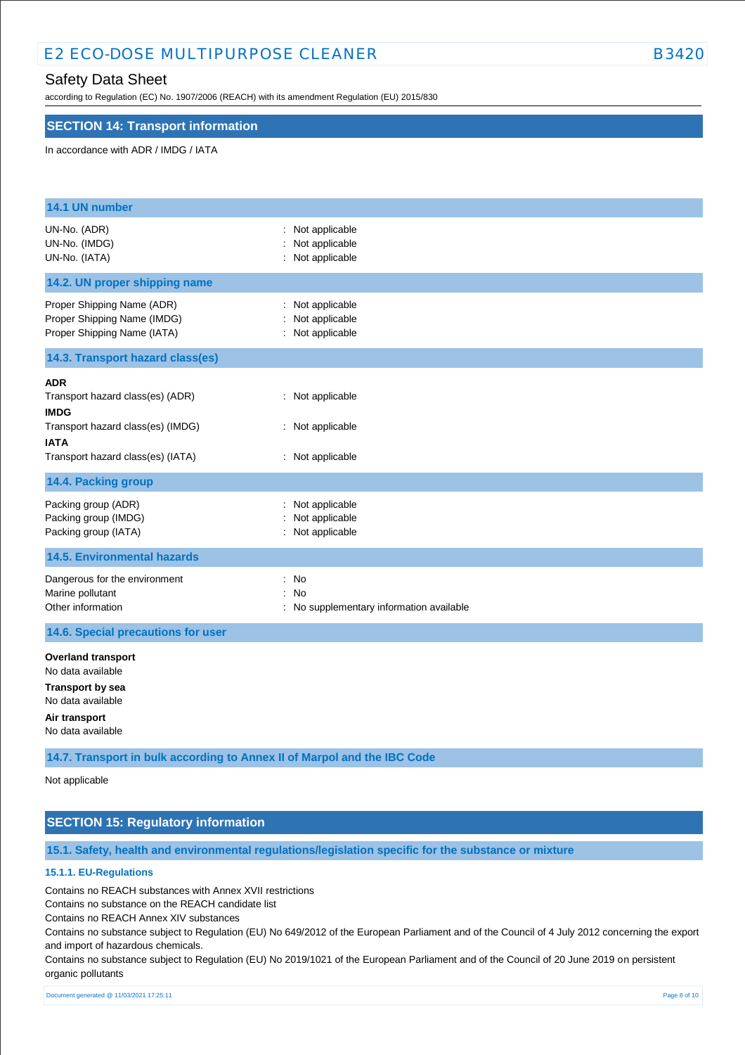## SECTION 14: Transport information

In accordance with ADR / IMDG / IATA

### 14.1 UN number

| | |
|---|---|
| UN-No. (ADR) | : Not applicable |
| UN-No. (IMDG) | : Not applicable |
| UN-No. (IATA) | : Not applicable |

### 14.2. UN proper shipping name

| | |
|---|---|
| Proper Shipping Name (ADR) | : Not applicable |
| Proper Shipping Name (IMDG) | : Not applicable |
| Proper Shipping Name (IATA) | : Not applicable |

### 14.3. Transport hazard class(es)

**ADR**

Transport hazard class(es) (ADR) : Not applicable

**IMDG**

Transport hazard class(es) (IMDG) : Not applicable

**IATA**

Transport hazard class(es) (IATA) : Not applicable

### 14.4. Packing group

| | |
|---|---|
| Packing group (ADR) | : Not applicable |
| Packing group (IMDG) | : Not applicable |
| Packing group (IATA) | : Not applicable |

### 14.5. Environmental hazards

| | |
|---|---|
| Dangerous for the environment | : No |
| Marine pollutant | : No |
| Other information | : No supplementary information available |

### 14.6. Special precautions for user

**Overland transport**

No data available

**Transport by sea**

No data available

**Air transport**

No data available

### 14.7. Transport in bulk according to Annex II of Marpol and the IBC Code

Not applicable

## SECTION 15: Regulatory information

### 15.1. Safety, health and environmental regulations/legislation specific for the substance or mixture

#### 15.1.1. EU-Regulations

Contains no REACH substances with Annex XVII restrictions

Contains no substance on the REACH candidate list

Contains no REACH Annex XIV substances

Contains no substance subject to Regulation (EU) No 649/2012 of the European Parliament and of the Council of 4 July 2012 concerning the export and import of hazardous chemicals.

Contains no substance subject to Regulation (EU) No 2019/1021 of the European Parliament and of the Council of 20 June 2019 on persistent organic pollutants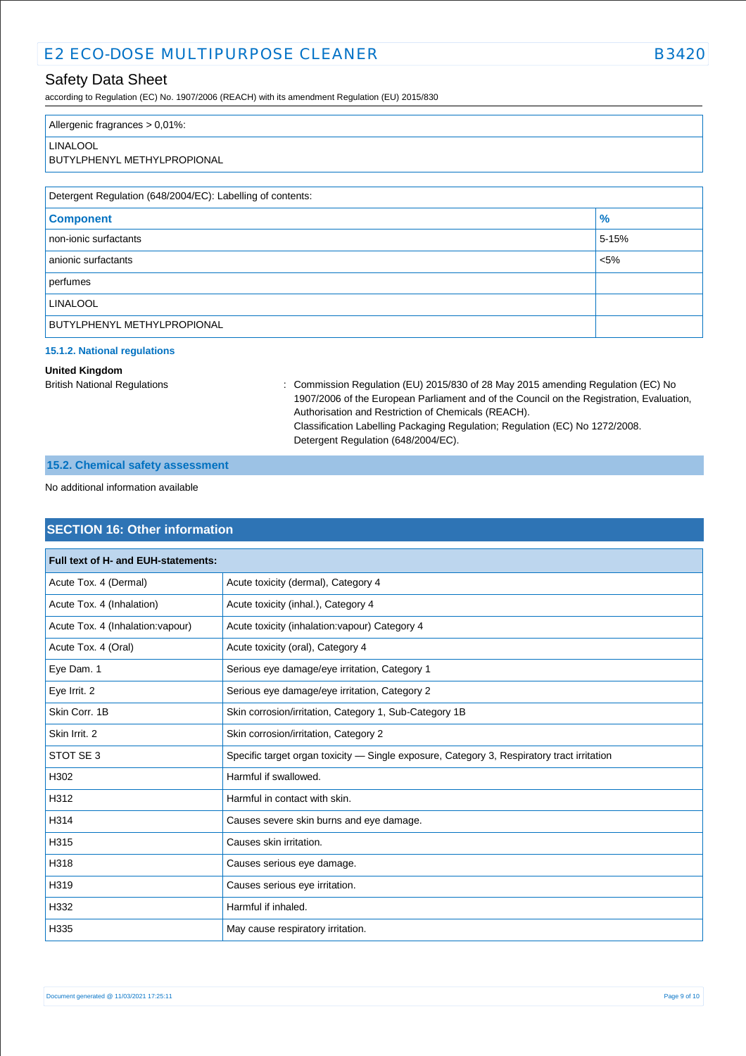| Allergenic fragrances > 0,01%: |
|---|
| LINALOOL<br>BUTYLPHENYL METHYLPROPIONAL |

| Detergent Regulation (648/2004/EC): Labelling of contents: | |
|---|---|
| **Component** | **%** |
| non-ionic surfactants | 5-15% |
| anionic surfactants | <5% |
| perfumes | |
| LINALOOL | |
| BUTYLPHENYL METHYLPROPIONAL | |

#### 15.1.2. National regulations

**United Kingdom**

British National Regulations : Commission Regulation (EU) 2015/830 of 28 May 2015 amending Regulation (EC) No 1907/2006 of the European Parliament and of the Council on the Registration, Evaluation, Authorisation and Restriction of Chemicals (REACH).
Classification Labelling Packaging Regulation; Regulation (EC) No 1272/2008.
Detergent Regulation (648/2004/EC).

### 15.2. Chemical safety assessment

No additional information available

## SECTION 16: Other information

| Full text of H- and EUH-statements: | |
|---|---|
| Acute Tox. 4 (Dermal) | Acute toxicity (dermal), Category 4 |
| Acute Tox. 4 (Inhalation) | Acute toxicity (inhal.), Category 4 |
| Acute Tox. 4 (Inhalation:vapour) | Acute toxicity (inhalation:vapour) Category 4 |
| Acute Tox. 4 (Oral) | Acute toxicity (oral), Category 4 |
| Eye Dam. 1 | Serious eye damage/eye irritation, Category 1 |
| Eye Irrit. 2 | Serious eye damage/eye irritation, Category 2 |
| Skin Corr. 1B | Skin corrosion/irritation, Category 1, Sub-Category 1B |
| Skin Irrit. 2 | Skin corrosion/irritation, Category 2 |
| STOT SE 3 | Specific target organ toxicity — Single exposure, Category 3, Respiratory tract irritation |
| H302 | Harmful if swallowed. |
| H312 | Harmful in contact with skin. |
| H314 | Causes severe skin burns and eye damage. |
| H315 | Causes skin irritation. |
| H318 | Causes serious eye damage. |
| H319 | Causes serious eye irritation. |
| H332 | Harmful if inhaled. |
| H335 | May cause respiratory irritation. |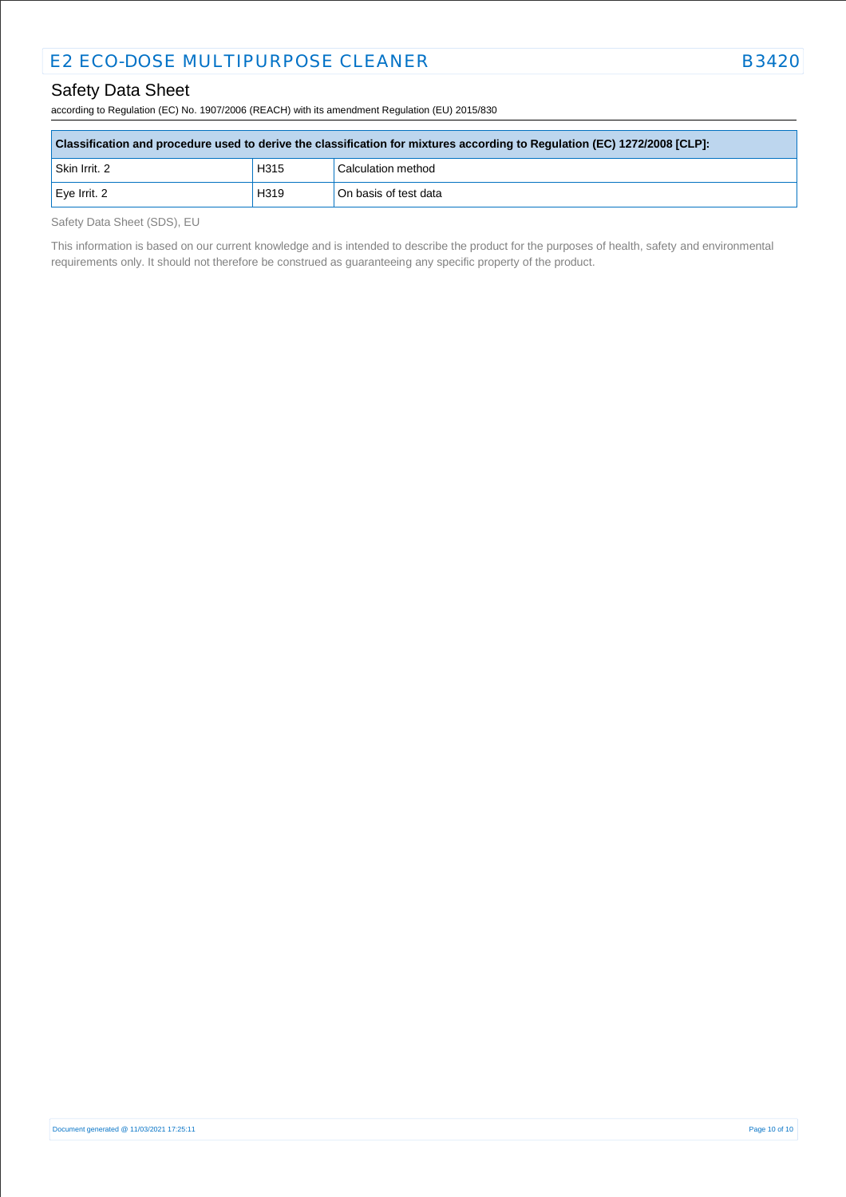| Classification and procedure used to derive the classification for mixtures according to Regulation (EC) 1272/2008 [CLP]: | | |
|---|---|---|
| Skin Irrit. 2 | H315 | Calculation method |
| Eye Irrit. 2 | H319 | On basis of test data |

Safety Data Sheet (SDS), EU

This information is based on our current knowledge and is intended to describe the product for the purposes of health, safety and environmental requirements only. It should not therefore be construed as guaranteeing any specific property of the product.